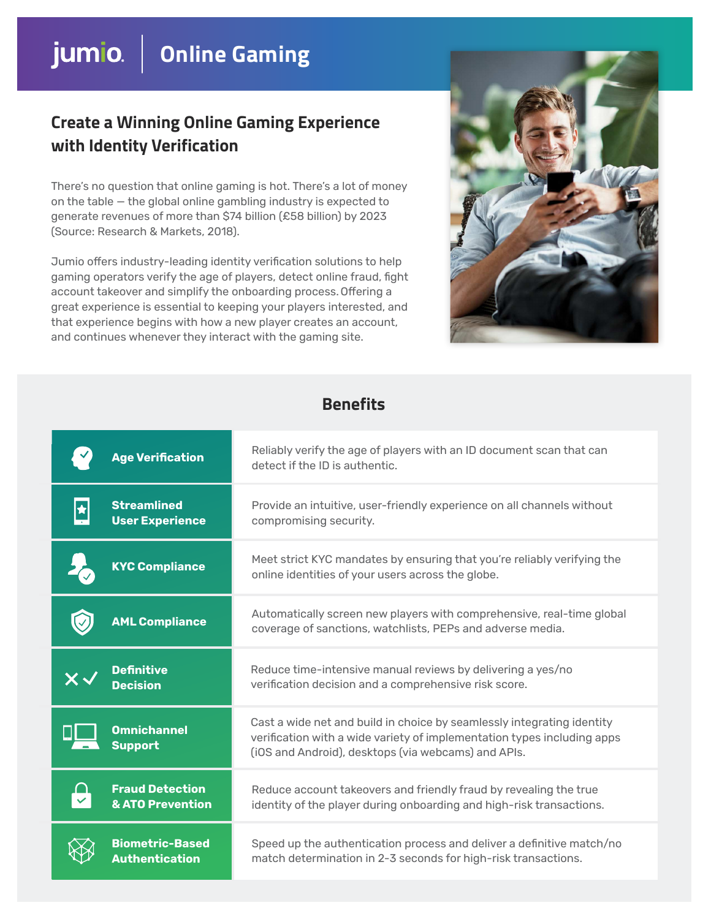# jumio | Online Gaming

## Create a Winning Online Gaming Experience with Identity Verification

There's no question that online gaming is hot. There's a lot of money on the table — the global online gambling industry is expected to generate revenues of more than $74 billion (£58 billion) by 2023 (Source: Research & Markets, 2018).

Jumio offers industry-leading identity verification solutions to help gaming operators verify the age of players, detect online fraud, fight account takeover and simplify the onboarding process. Offering a great experience is essential to keeping your players interested, and that experience begins with how a new player creates an account, and continues whenever they interact with the gaming site.

## Benefits

| Benefit | Description |
| --- | --- |
| **Age Verification** | Reliably verify the age of players with an ID document scan that can detect if the ID is authentic. |
| **Streamlined User Experience** | Provide an intuitive, user-friendly experience on all channels without compromising security. |
| **KYC Compliance** | Meet strict KYC mandates by ensuring that you're reliably verifying the online identities of your users across the globe. |
| **AML Compliance** | Automatically screen new players with comprehensive, real-time global coverage of sanctions, watchlists, PEPs and adverse media. |
| **Definitive Decision** | Reduce time-intensive manual reviews by delivering a yes/no verification decision and a comprehensive risk score. |
| **Omnichannel Support** | Cast a wide net and build in choice by seamlessly integrating identity verification with a wide variety of implementation types including apps (iOS and Android), desktops (via webcams) and APIs. |
| **Fraud Detection & ATO Prevention** | Reduce account takeovers and friendly fraud by revealing the true identity of the player during onboarding and high-risk transactions. |
| **Biometric-Based Authentication** | Speed up the authentication process and deliver a definitive match/no match determination in 2-3 seconds for high-risk transactions. |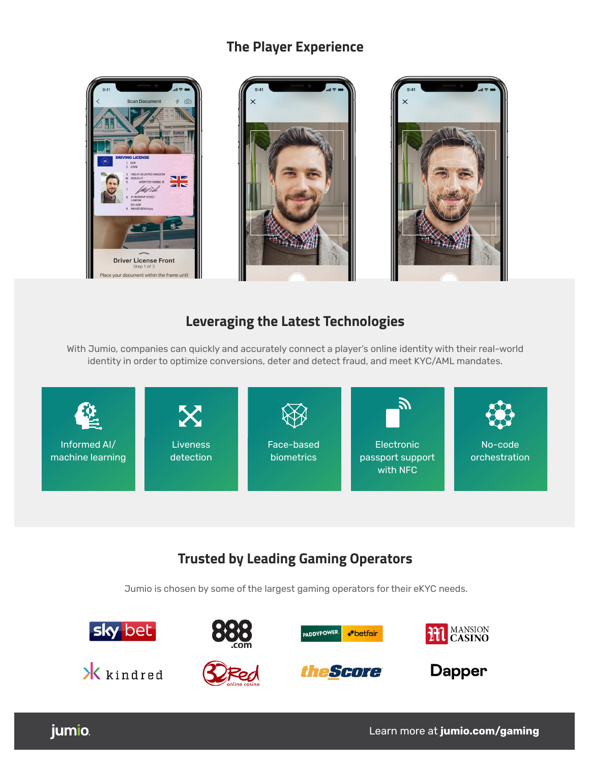## The Player Experience

## Leveraging the Latest Technologies

With Jumio, companies can quickly and accurately connect a player's online identity with their real-world identity in order to optimize conversions, deter and detect fraud, and meet KYC/AML mandates.

- Informed AI/ machine learning
- Liveness detection
- Face-based biometrics
- Electronic passport support with NFC
- No-code orchestration

## Trusted by Leading Gaming Operators

Jumio is chosen by some of the largest gaming operators for their eKYC needs.

sky bet, 888.com, Paddy Power Betfair, Mansion Casino, kindred, 32Red online casino, theScore, Dapper

jumio.

Learn more at **jumio.com/gaming**